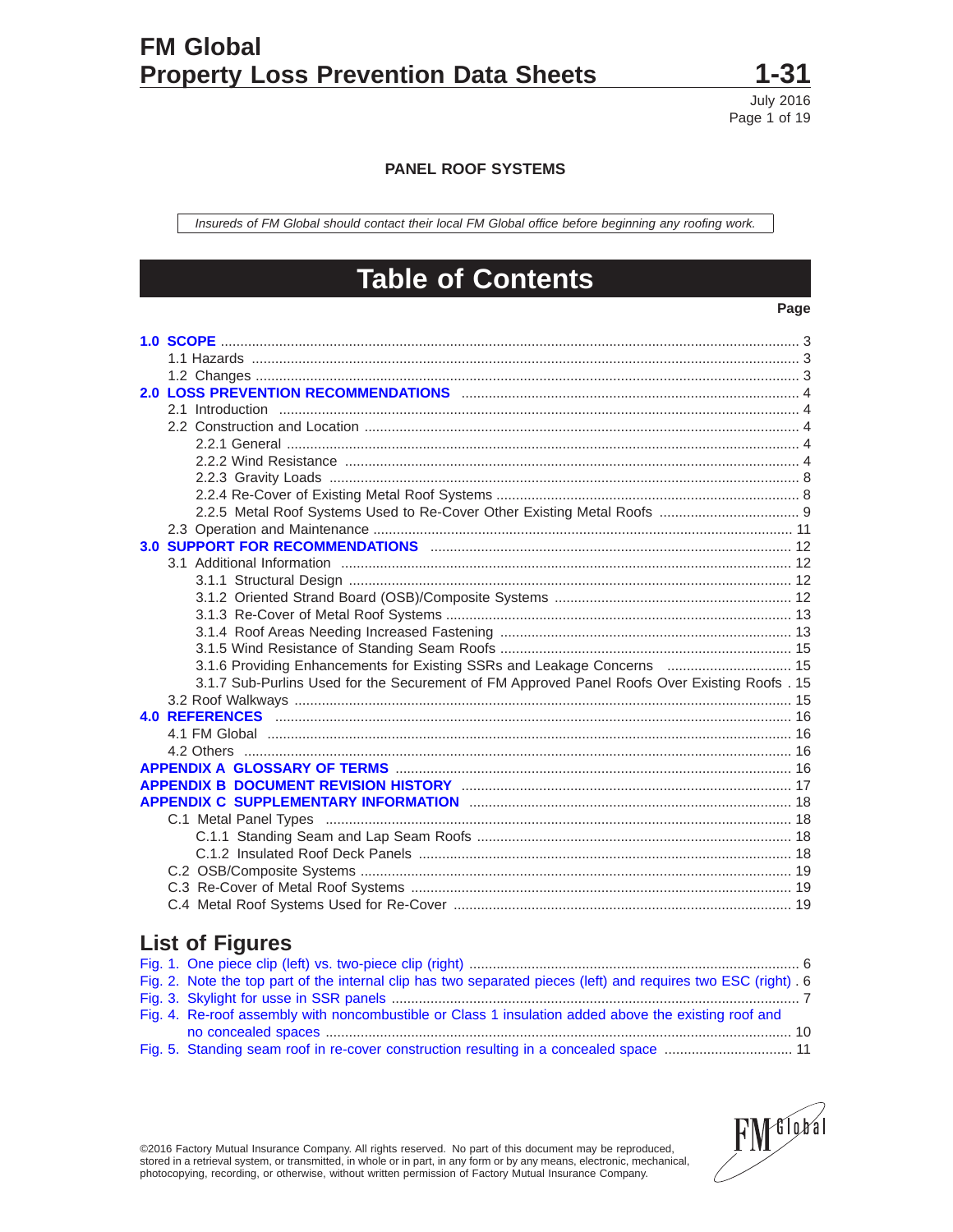# FM Global Property Loss Prevention Data Sheets

**1-31**

July 2016

## PANEL ROOF SYSTEMS

*Insureds of FM Global should contact their local FM Global office before beginning any roofing work.*

# Table of Contents

| | Page |
|---|---|
| **1.0 SCOPE** | 3 |
| 1.1 Hazards | 3 |
| 1.2 Changes | 3 |
| **2.0 LOSS PREVENTION RECOMMENDATIONS** | 4 |
| 2.1 Introduction | 4 |
| 2.2 Construction and Location | 4 |
| 2.2.1 General | 4 |
| 2.2.2 Wind Resistance | 4 |
| 2.2.3 Gravity Loads | 8 |
| 2.2.4 Re-Cover of Existing Metal Roof Systems | 8 |
| 2.2.5 Metal Roof Systems Used to Re-Cover Other Existing Metal Roofs | 9 |
| 2.3 Operation and Maintenance | 11 |
| **3.0 SUPPORT FOR RECOMMENDATIONS** | 12 |
| 3.1 Additional Information | 12 |
| 3.1.1 Structural Design | 12 |
| 3.1.2 Oriented Strand Board (OSB)/Composite Systems | 12 |
| 3.1.3 Re-Cover of Metal Roof Systems | 13 |
| 3.1.4 Roof Areas Needing Increased Fastening | 13 |
| 3.1.5 Wind Resistance of Standing Seam Roofs | 15 |
| 3.1.6 Providing Enhancements for Existing SSRs and Leakage Concerns | 15 |
| 3.1.7 Sub-Purlins Used for the Securement of FM Approved Panel Roofs Over Existing Roofs | 15 |
| 3.2 Roof Walkways | 15 |
| **4.0 REFERENCES** | 16 |
| 4.1 FM Global | 16 |
| 4.2 Others | 16 |
| **APPENDIX A GLOSSARY OF TERMS** | 16 |
| **APPENDIX B DOCUMENT REVISION HISTORY** | 17 |
| **APPENDIX C SUPPLEMENTARY INFORMATION** | 18 |
| C.1 Metal Panel Types | 18 |
| C.1.1 Standing Seam and Lap Seam Roofs | 18 |
| C.1.2 Insulated Roof Deck Panels | 18 |
| C.2 OSB/Composite Systems | 19 |
| C.3 Re-Cover of Metal Roof Systems | 19 |
| C.4 Metal Roof Systems Used for Re-Cover | 19 |

## List of Figures

| | |
|---|---|
| Fig. 1. One piece clip (left) vs. two-piece clip (right) | 6 |
| Fig. 2. Note the top part of the internal clip has two separated pieces (left) and requires two ESC (right) | 6 |
| Fig. 3. Skylight for usse in SSR panels | 7 |
| Fig. 4. Re-roof assembly with noncombustible or Class 1 insulation added above the existing roof and no concealed spaces | 10 |
| Fig. 5. Standing seam roof in re-cover construction resulting in a concealed space | 11 |

©2016 Factory Mutual Insurance Company. All rights reserved. No part of this document may be reproduced, stored in a retrieval system, or transmitted, in whole or in part, in any form or by any means, electronic, mechanical, photocopying, recording, or otherwise, without written permission of Factory Mutual Insurance Company.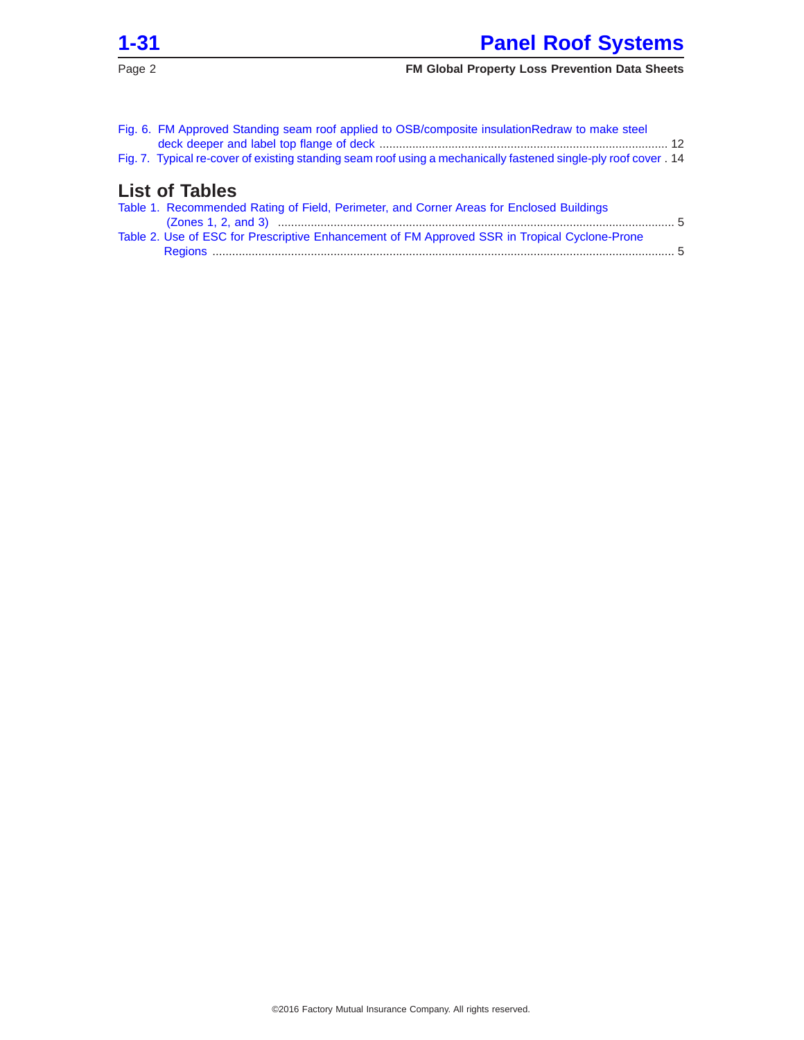Fig. 6. FM Approved Standing seam roof applied to OSB/composite insulationRedraw to make steel deck deeper and label top flange of deck ........ 12

Fig. 7. Typical re-cover of existing standing seam roof using a mechanically fastened single-ply roof cover . 14

## List of Tables

Table 1. Recommended Rating of Field, Perimeter, and Corner Areas for Enclosed Buildings (Zones 1, 2, and 3) ........ 5

Table 2. Use of ESC for Prescriptive Enhancement of FM Approved SSR in Tropical Cyclone-Prone Regions ........ 5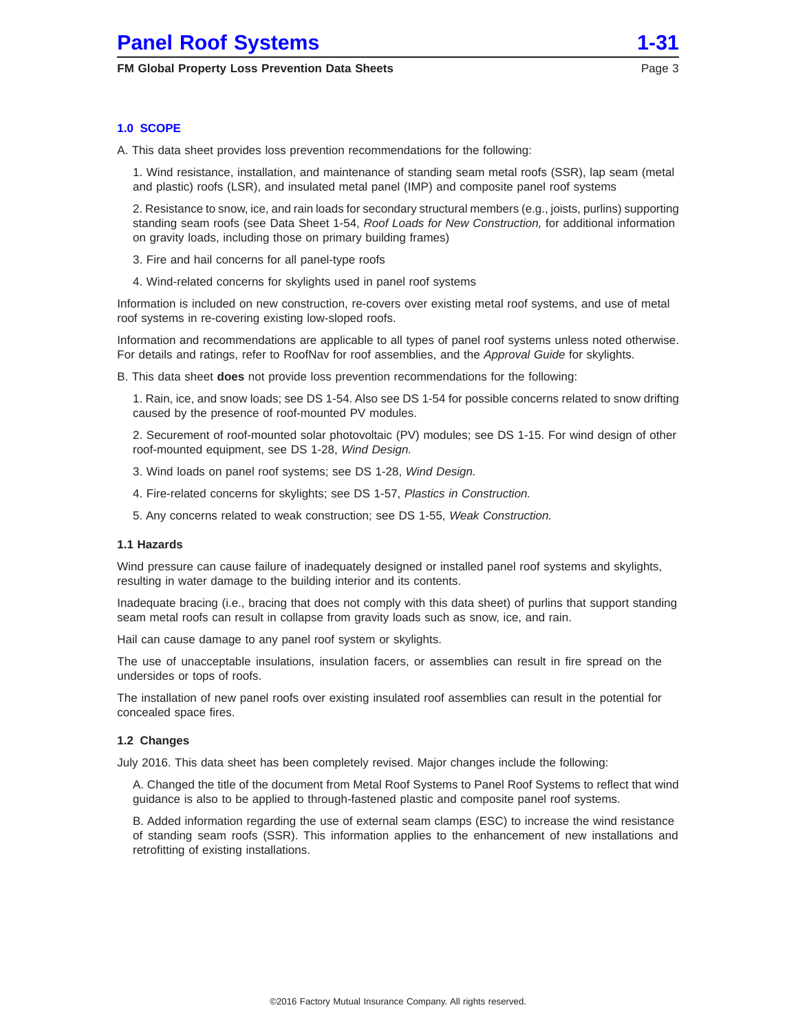## 1.0 SCOPE

A. This data sheet provides loss prevention recommendations for the following:

1. Wind resistance, installation, and maintenance of standing seam metal roofs (SSR), lap seam (metal and plastic) roofs (LSR), and insulated metal panel (IMP) and composite panel roof systems

2. Resistance to snow, ice, and rain loads for secondary structural members (e.g., joists, purlins) supporting standing seam roofs (see Data Sheet 1-54, *Roof Loads for New Construction,* for additional information on gravity loads, including those on primary building frames)

3. Fire and hail concerns for all panel-type roofs

4. Wind-related concerns for skylights used in panel roof systems

Information is included on new construction, re-covers over existing metal roof systems, and use of metal roof systems in re-covering existing low-sloped roofs.

Information and recommendations are applicable to all types of panel roof systems unless noted otherwise. For details and ratings, refer to RoofNav for roof assemblies, and the *Approval Guide* for skylights.

B. This data sheet **does** not provide loss prevention recommendations for the following:

1. Rain, ice, and snow loads; see DS 1-54. Also see DS 1-54 for possible concerns related to snow drifting caused by the presence of roof-mounted PV modules.

2. Securement of roof-mounted solar photovoltaic (PV) modules; see DS 1-15. For wind design of other roof-mounted equipment, see DS 1-28, *Wind Design.*

3. Wind loads on panel roof systems; see DS 1-28, *Wind Design.*

4. Fire-related concerns for skylights; see DS 1-57, *Plastics in Construction.*

5. Any concerns related to weak construction; see DS 1-55, *Weak Construction.*

### 1.1 Hazards

Wind pressure can cause failure of inadequately designed or installed panel roof systems and skylights, resulting in water damage to the building interior and its contents.

Inadequate bracing (i.e., bracing that does not comply with this data sheet) of purlins that support standing seam metal roofs can result in collapse from gravity loads such as snow, ice, and rain.

Hail can cause damage to any panel roof system or skylights.

The use of unacceptable insulations, insulation facers, or assemblies can result in fire spread on the undersides or tops of roofs.

The installation of new panel roofs over existing insulated roof assemblies can result in the potential for concealed space fires.

### 1.2 Changes

July 2016. This data sheet has been completely revised. Major changes include the following:

A. Changed the title of the document from Metal Roof Systems to Panel Roof Systems to reflect that wind guidance is also to be applied to through-fastened plastic and composite panel roof systems.

B. Added information regarding the use of external seam clamps (ESC) to increase the wind resistance of standing seam roofs (SSR). This information applies to the enhancement of new installations and retrofitting of existing installations.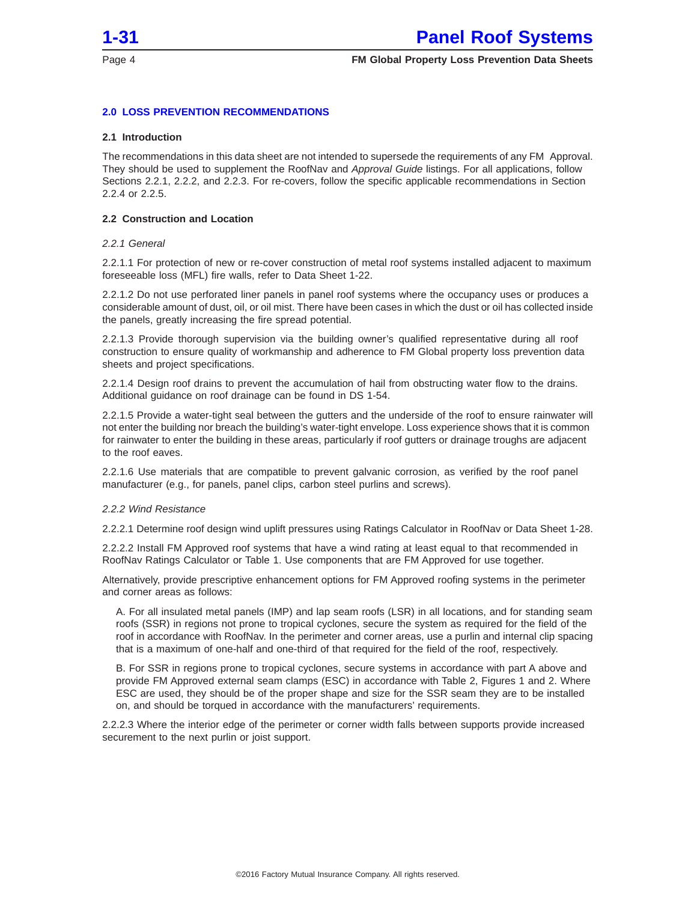## 2.0 LOSS PREVENTION RECOMMENDATIONS

### 2.1 Introduction

The recommendations in this data sheet are not intended to supersede the requirements of any FM Approval. They should be used to supplement the RoofNav and *Approval Guide* listings. For all applications, follow Sections 2.2.1, 2.2.2, and 2.2.3. For re-covers, follow the specific applicable recommendations in Section 2.2.4 or 2.2.5.

### 2.2 Construction and Location

*2.2.1 General*

2.2.1.1 For protection of new or re-cover construction of metal roof systems installed adjacent to maximum foreseeable loss (MFL) fire walls, refer to Data Sheet 1-22.

2.2.1.2 Do not use perforated liner panels in panel roof systems where the occupancy uses or produces a considerable amount of dust, oil, or oil mist. There have been cases in which the dust or oil has collected inside the panels, greatly increasing the fire spread potential.

2.2.1.3 Provide thorough supervision via the building owner's qualified representative during all roof construction to ensure quality of workmanship and adherence to FM Global property loss prevention data sheets and project specifications.

2.2.1.4 Design roof drains to prevent the accumulation of hail from obstructing water flow to the drains. Additional guidance on roof drainage can be found in DS 1-54.

2.2.1.5 Provide a water-tight seal between the gutters and the underside of the roof to ensure rainwater will not enter the building nor breach the building's water-tight envelope. Loss experience shows that it is common for rainwater to enter the building in these areas, particularly if roof gutters or drainage troughs are adjacent to the roof eaves.

2.2.1.6 Use materials that are compatible to prevent galvanic corrosion, as verified by the roof panel manufacturer (e.g., for panels, panel clips, carbon steel purlins and screws).

*2.2.2 Wind Resistance*

2.2.2.1 Determine roof design wind uplift pressures using Ratings Calculator in RoofNav or Data Sheet 1-28.

2.2.2.2 Install FM Approved roof systems that have a wind rating at least equal to that recommended in RoofNav Ratings Calculator or Table 1. Use components that are FM Approved for use together.

Alternatively, provide prescriptive enhancement options for FM Approved roofing systems in the perimeter and corner areas as follows:

A. For all insulated metal panels (IMP) and lap seam roofs (LSR) in all locations, and for standing seam roofs (SSR) in regions not prone to tropical cyclones, secure the system as required for the field of the roof in accordance with RoofNav. In the perimeter and corner areas, use a purlin and internal clip spacing that is a maximum of one-half and one-third of that required for the field of the roof, respectively.

B. For SSR in regions prone to tropical cyclones, secure systems in accordance with part A above and provide FM Approved external seam clamps (ESC) in accordance with Table 2, Figures 1 and 2. Where ESC are used, they should be of the proper shape and size for the SSR seam they are to be installed on, and should be torqued in accordance with the manufacturers' requirements.

2.2.2.3 Where the interior edge of the perimeter or corner width falls between supports provide increased securement to the next purlin or joist support.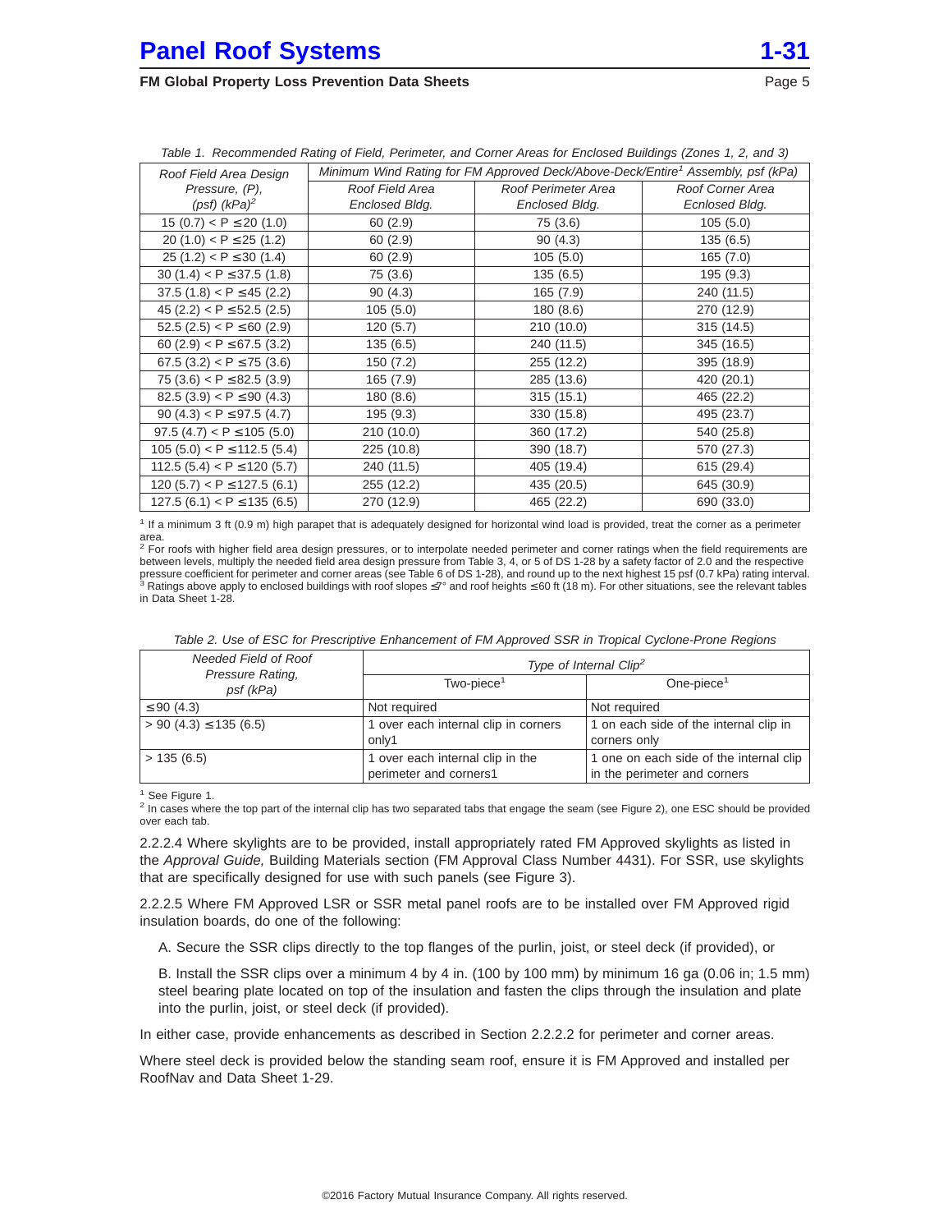*Table 1. Recommended Rating of Field, Perimeter, and Corner Areas for Enclosed Buildings (Zones 1, 2, and 3)*

| Roof Field Area Design Pressure, (P), (psf) (kPa)[2] | Minimum Wind Rating for FM Approved Deck/Above-Deck/Entire[1] Assembly, psf (kPa) | | |
|---|---|---|---|
| | Roof Field Area Enclosed Bldg. | Roof Perimeter Area Enclosed Bldg. | Roof Corner Area Ecnlosed Bldg. |
| 15 (0.7) < P ≤ 20 (1.0) | 60 (2.9) | 75 (3.6) | 105 (5.0) |
| 20 (1.0) < P ≤ 25 (1.2) | 60 (2.9) | 90 (4.3) | 135 (6.5) |
| 25 (1.2) < P ≤ 30 (1.4) | 60 (2.9) | 105 (5.0) | 165 (7.0) |
| 30 (1.4) < P ≤ 37.5 (1.8) | 75 (3.6) | 135 (6.5) | 195 (9.3) |
| 37.5 (1.8) < P ≤ 45 (2.2) | 90 (4.3) | 165 (7.9) | 240 (11.5) |
| 45 (2.2) < P ≤ 52.5 (2.5) | 105 (5.0) | 180 (8.6) | 270 (12.9) |
| 52.5 (2.5) < P ≤ 60 (2.9) | 120 (5.7) | 210 (10.0) | 315 (14.5) |
| 60 (2.9) < P ≤ 67.5 (3.2) | 135 (6.5) | 240 (11.5) | 345 (16.5) |
| 67.5 (3.2) < P ≤ 75 (3.6) | 150 (7.2) | 255 (12.2) | 395 (18.9) |
| 75 (3.6) < P ≤ 82.5 (3.9) | 165 (7.9) | 285 (13.6) | 420 (20.1) |
| 82.5 (3.9) < P ≤ 90 (4.3) | 180 (8.6) | 315 (15.1) | 465 (22.2) |
| 90 (4.3) < P ≤ 97.5 (4.7) | 195 (9.3) | 330 (15.8) | 495 (23.7) |
| 97.5 (4.7) < P ≤ 105 (5.0) | 210 (10.0) | 360 (17.2) | 540 (25.8) |
| 105 (5.0) < P ≤ 112.5 (5.4) | 225 (10.8) | 390 (18.7) | 570 (27.3) |
| 112.5 (5.4) < P ≤ 120 (5.7) | 240 (11.5) | 405 (19.4) | 615 (29.4) |
| 120 (5.7) < P ≤ 127.5 (6.1) | 255 (12.2) | 435 (20.5) | 645 (30.9) |
| 127.5 (6.1) < P ≤ 135 (6.5) | 270 (12.9) | 465 (22.2) | 690 (33.0) |

[1] If a minimum 3 ft (0.9 m) high parapet that is adequately designed for horizontal wind load is provided, treat the corner as a perimeter area.
[2] For roofs with higher field area design pressures, or to interpolate needed perimeter and corner ratings when the field requirements are between levels, multiply the needed field area design pressure from Table 3, 4, or 5 of DS 1-28 by a safety factor of 2.0 and the respective pressure coefficient for perimeter and corner areas (see Table 6 of DS 1-28), and round up to the next highest 15 psf (0.7 kPa) rating interval.
[3] Ratings above apply to enclosed buildings with roof slopes ≤7° and roof heights ≤ 60 ft (18 m). For other situations, see the relevant tables in Data Sheet 1-28.

*Table 2. Use of ESC for Prescriptive Enhancement of FM Approved SSR in Tropical Cyclone-Prone Regions*

| Needed Field of Roof Pressure Rating, psf (kPa) | Type of Internal Clip[2] | |
|---|---|---|
| | Two-piece[1] | One-piece[1] |
| ≤ 90 (4.3) | Not required | Not required |
| > 90 (4.3) ≤ 135 (6.5) | 1 over each internal clip in corners only1 | 1 on each side of the internal clip in corners only |
| > 135 (6.5) | 1 over each internal clip in the perimeter and corners1 | 1 one on each side of the internal clip in the perimeter and corners |

[1] See Figure 1.
[2] In cases where the top part of the internal clip has two separated tabs that engage the seam (see Figure 2), one ESC should be provided over each tab.

2.2.2.4 Where skylights are to be provided, install appropriately rated FM Approved skylights as listed in the *Approval Guide,* Building Materials section (FM Approval Class Number 4431). For SSR, use skylights that are specifically designed for use with such panels (see Figure 3).

2.2.2.5 Where FM Approved LSR or SSR metal panel roofs are to be installed over FM Approved rigid insulation boards, do one of the following:

A. Secure the SSR clips directly to the top flanges of the purlin, joist, or steel deck (if provided), or

B. Install the SSR clips over a minimum 4 by 4 in. (100 by 100 mm) by minimum 16 ga (0.06 in; 1.5 mm) steel bearing plate located on top of the insulation and fasten the clips through the insulation and plate into the purlin, joist, or steel deck (if provided).

In either case, provide enhancements as described in Section 2.2.2.2 for perimeter and corner areas.

Where steel deck is provided below the standing seam roof, ensure it is FM Approved and installed per RoofNav and Data Sheet 1-29.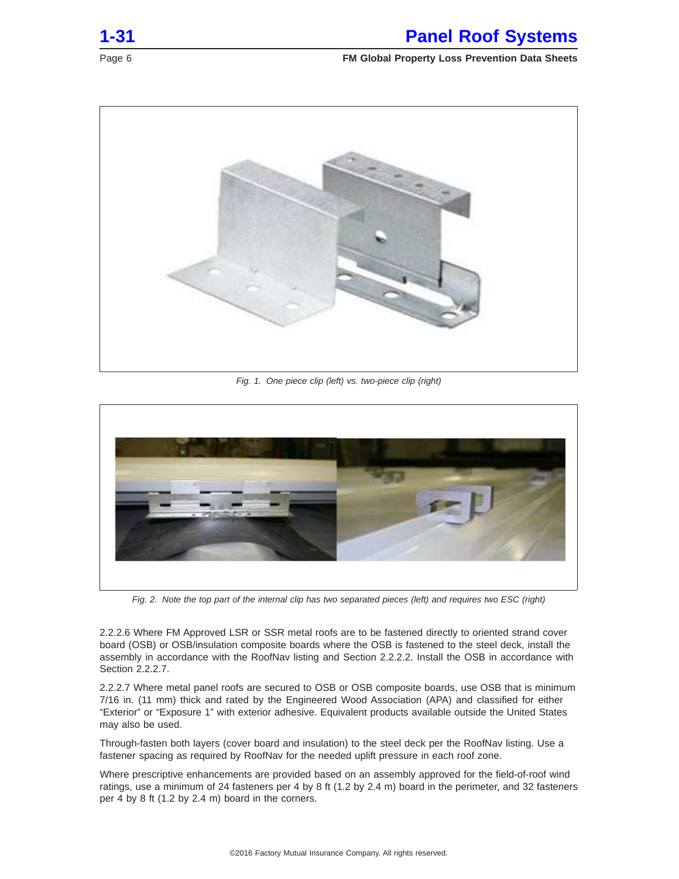Fig. 1. One piece clip (left) vs. two-piece clip (right)

Fig. 2. Note the top part of the internal clip has two separated pieces (left) and requires two ESC (right)

2.2.2.6 Where FM Approved LSR or SSR metal roofs are to be fastened directly to oriented strand cover board (OSB) or OSB/insulation composite boards where the OSB is fastened to the steel deck, install the assembly in accordance with the RoofNav listing and Section 2.2.2.2. Install the OSB in accordance with Section 2.2.2.7.

2.2.2.7 Where metal panel roofs are secured to OSB or OSB composite boards, use OSB that is minimum 7/16 in. (11 mm) thick and rated by the Engineered Wood Association (APA) and classified for either "Exterior" or "Exposure 1" with exterior adhesive. Equivalent products available outside the United States may also be used.

Through-fasten both layers (cover board and insulation) to the steel deck per the RoofNav listing. Use a fastener spacing as required by RoofNav for the needed uplift pressure in each roof zone.

Where prescriptive enhancements are provided based on an assembly approved for the field-of-roof wind ratings, use a minimum of 24 fasteners per 4 by 8 ft (1.2 by 2.4 m) board in the perimeter, and 32 fasteners per 4 by 8 ft (1.2 by 2.4 m) board in the corners.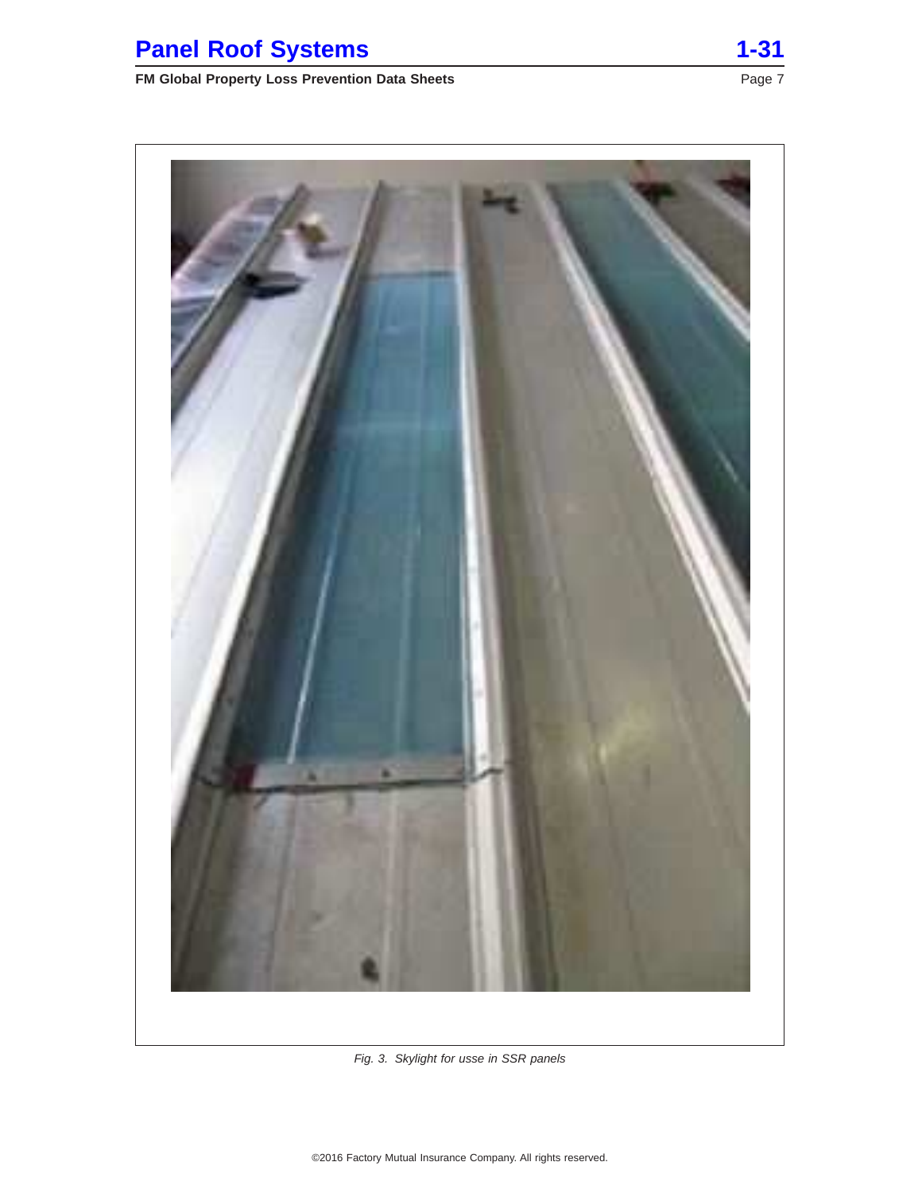*Fig. 3. Skylight for usse in SSR panels*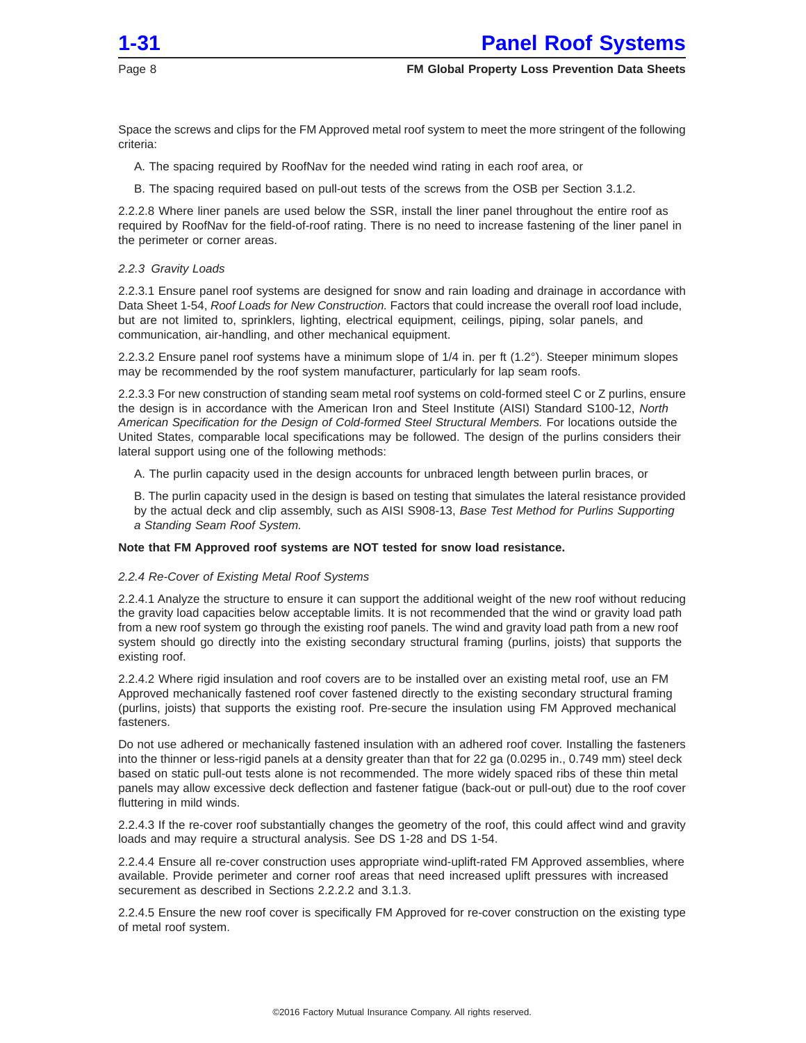Space the screws and clips for the FM Approved metal roof system to meet the more stringent of the following criteria:

A. The spacing required by RoofNav for the needed wind rating in each roof area, or

B. The spacing required based on pull-out tests of the screws from the OSB per Section 3.1.2.

2.2.2.8 Where liner panels are used below the SSR, install the liner panel throughout the entire roof as required by RoofNav for the field-of-roof rating. There is no need to increase fastening of the liner panel in the perimeter or corner areas.

### *2.2.3 Gravity Loads*

2.2.3.1 Ensure panel roof systems are designed for snow and rain loading and drainage in accordance with Data Sheet 1-54, *Roof Loads for New Construction.* Factors that could increase the overall roof load include, but are not limited to, sprinklers, lighting, electrical equipment, ceilings, piping, solar panels, and communication, air-handling, and other mechanical equipment.

2.2.3.2 Ensure panel roof systems have a minimum slope of 1/4 in. per ft (1.2°). Steeper minimum slopes may be recommended by the roof system manufacturer, particularly for lap seam roofs.

2.2.3.3 For new construction of standing seam metal roof systems on cold-formed steel C or Z purlins, ensure the design is in accordance with the American Iron and Steel Institute (AISI) Standard S100-12, *North American Specification for the Design of Cold-formed Steel Structural Members.* For locations outside the United States, comparable local specifications may be followed. The design of the purlins considers their lateral support using one of the following methods:

A. The purlin capacity used in the design accounts for unbraced length between purlin braces, or

B. The purlin capacity used in the design is based on testing that simulates the lateral resistance provided by the actual deck and clip assembly, such as AISI S908-13, *Base Test Method for Purlins Supporting a Standing Seam Roof System.*

**Note that FM Approved roof systems are NOT tested for snow load resistance.**

### *2.2.4 Re-Cover of Existing Metal Roof Systems*

2.2.4.1 Analyze the structure to ensure it can support the additional weight of the new roof without reducing the gravity load capacities below acceptable limits. It is not recommended that the wind or gravity load path from a new roof system go through the existing roof panels. The wind and gravity load path from a new roof system should go directly into the existing secondary structural framing (purlins, joists) that supports the existing roof.

2.2.4.2 Where rigid insulation and roof covers are to be installed over an existing metal roof, use an FM Approved mechanically fastened roof cover fastened directly to the existing secondary structural framing (purlins, joists) that supports the existing roof. Pre-secure the insulation using FM Approved mechanical fasteners.

Do not use adhered or mechanically fastened insulation with an adhered roof cover. Installing the fasteners into the thinner or less-rigid panels at a density greater than that for 22 ga (0.0295 in., 0.749 mm) steel deck based on static pull-out tests alone is not recommended. The more widely spaced ribs of these thin metal panels may allow excessive deck deflection and fastener fatigue (back-out or pull-out) due to the roof cover fluttering in mild winds.

2.2.4.3 If the re-cover roof substantially changes the geometry of the roof, this could affect wind and gravity loads and may require a structural analysis. See DS 1-28 and DS 1-54.

2.2.4.4 Ensure all re-cover construction uses appropriate wind-uplift-rated FM Approved assemblies, where available. Provide perimeter and corner roof areas that need increased uplift pressures with increased securement as described in Sections 2.2.2.2 and 3.1.3.

2.2.4.5 Ensure the new roof cover is specifically FM Approved for re-cover construction on the existing type of metal roof system.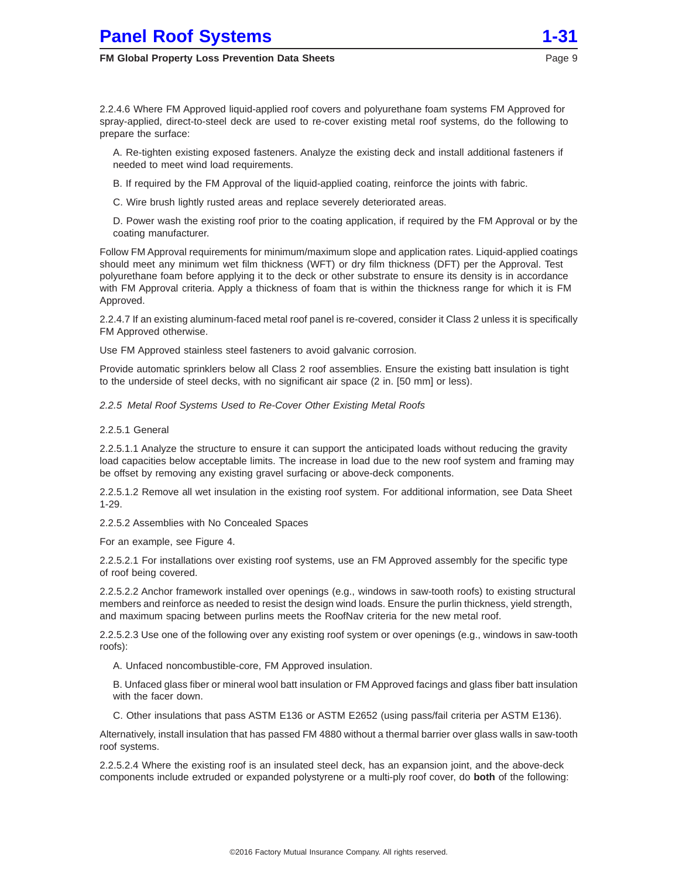2.2.4.6 Where FM Approved liquid-applied roof covers and polyurethane foam systems FM Approved for spray-applied, direct-to-steel deck are used to re-cover existing metal roof systems, do the following to prepare the surface:

A. Re-tighten existing exposed fasteners. Analyze the existing deck and install additional fasteners if needed to meet wind load requirements.

B. If required by the FM Approval of the liquid-applied coating, reinforce the joints with fabric.

C. Wire brush lightly rusted areas and replace severely deteriorated areas.

D. Power wash the existing roof prior to the coating application, if required by the FM Approval or by the coating manufacturer.

Follow FM Approval requirements for minimum/maximum slope and application rates. Liquid-applied coatings should meet any minimum wet film thickness (WFT) or dry film thickness (DFT) per the Approval. Test polyurethane foam before applying it to the deck or other substrate to ensure its density is in accordance with FM Approval criteria. Apply a thickness of foam that is within the thickness range for which it is FM Approved.

2.2.4.7 If an existing aluminum-faced metal roof panel is re-covered, consider it Class 2 unless it is specifically FM Approved otherwise.

Use FM Approved stainless steel fasteners to avoid galvanic corrosion.

Provide automatic sprinklers below all Class 2 roof assemblies. Ensure the existing batt insulation is tight to the underside of steel decks, with no significant air space (2 in. [50 mm] or less).

*2.2.5 Metal Roof Systems Used to Re-Cover Other Existing Metal Roofs*

2.2.5.1 General

2.2.5.1.1 Analyze the structure to ensure it can support the anticipated loads without reducing the gravity load capacities below acceptable limits. The increase in load due to the new roof system and framing may be offset by removing any existing gravel surfacing or above-deck components.

2.2.5.1.2 Remove all wet insulation in the existing roof system. For additional information, see Data Sheet 1-29.

2.2.5.2 Assemblies with No Concealed Spaces

For an example, see Figure 4.

2.2.5.2.1 For installations over existing roof systems, use an FM Approved assembly for the specific type of roof being covered.

2.2.5.2.2 Anchor framework installed over openings (e.g., windows in saw-tooth roofs) to existing structural members and reinforce as needed to resist the design wind loads. Ensure the purlin thickness, yield strength, and maximum spacing between purlins meets the RoofNav criteria for the new metal roof.

2.2.5.2.3 Use one of the following over any existing roof system or over openings (e.g., windows in saw-tooth roofs):

A. Unfaced noncombustible-core, FM Approved insulation.

B. Unfaced glass fiber or mineral wool batt insulation or FM Approved facings and glass fiber batt insulation with the facer down.

C. Other insulations that pass ASTM E136 or ASTM E2652 (using pass/fail criteria per ASTM E136).

Alternatively, install insulation that has passed FM 4880 without a thermal barrier over glass walls in saw-tooth roof systems.

2.2.5.2.4 Where the existing roof is an insulated steel deck, has an expansion joint, and the above-deck components include extruded or expanded polystyrene or a multi-ply roof cover, do **both** of the following: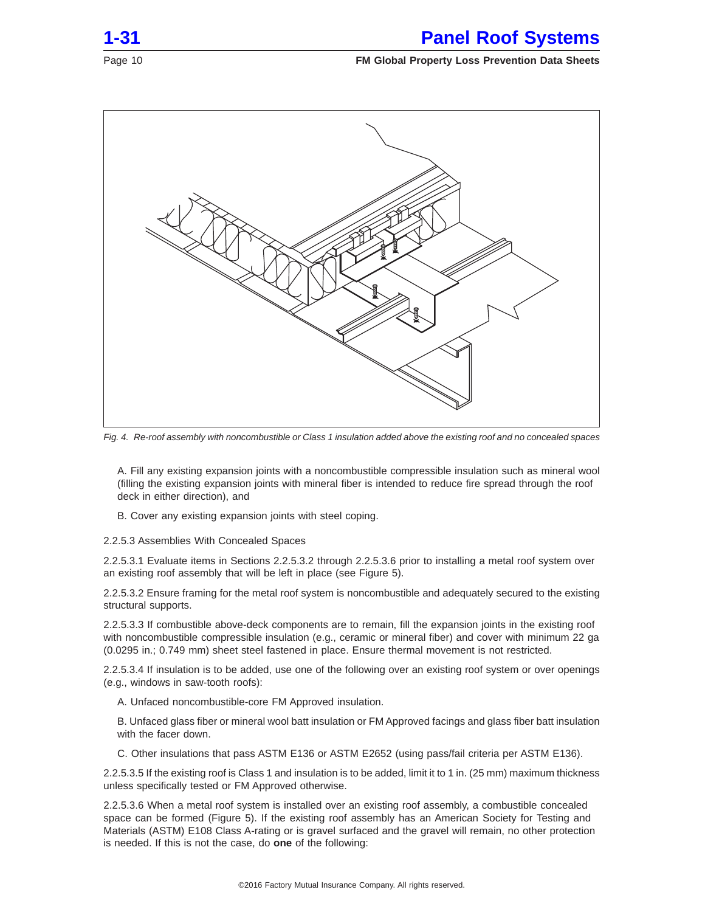Fig. 4. Re-roof assembly with noncombustible or Class 1 insulation added above the existing roof and no concealed spaces

A. Fill any existing expansion joints with a noncombustible compressible insulation such as mineral wool (filling the existing expansion joints with mineral fiber is intended to reduce fire spread through the roof deck in either direction), and

B. Cover any existing expansion joints with steel coping.

2.2.5.3 Assemblies With Concealed Spaces

2.2.5.3.1 Evaluate items in Sections 2.2.5.3.2 through 2.2.5.3.6 prior to installing a metal roof system over an existing roof assembly that will be left in place (see Figure 5).

2.2.5.3.2 Ensure framing for the metal roof system is noncombustible and adequately secured to the existing structural supports.

2.2.5.3.3 If combustible above-deck components are to remain, fill the expansion joints in the existing roof with noncombustible compressible insulation (e.g., ceramic or mineral fiber) and cover with minimum 22 ga (0.0295 in.; 0.749 mm) sheet steel fastened in place. Ensure thermal movement is not restricted.

2.2.5.3.4 If insulation is to be added, use one of the following over an existing roof system or over openings (e.g., windows in saw-tooth roofs):

A. Unfaced noncombustible-core FM Approved insulation.

B. Unfaced glass fiber or mineral wool batt insulation or FM Approved facings and glass fiber batt insulation with the facer down.

C. Other insulations that pass ASTM E136 or ASTM E2652 (using pass/fail criteria per ASTM E136).

2.2.5.3.5 If the existing roof is Class 1 and insulation is to be added, limit it to 1 in. (25 mm) maximum thickness unless specifically tested or FM Approved otherwise.

2.2.5.3.6 When a metal roof system is installed over an existing roof assembly, a combustible concealed space can be formed (Figure 5). If the existing roof assembly has an American Society for Testing and Materials (ASTM) E108 Class A-rating or is gravel surfaced and the gravel will remain, no other protection is needed. If this is not the case, do **one** of the following: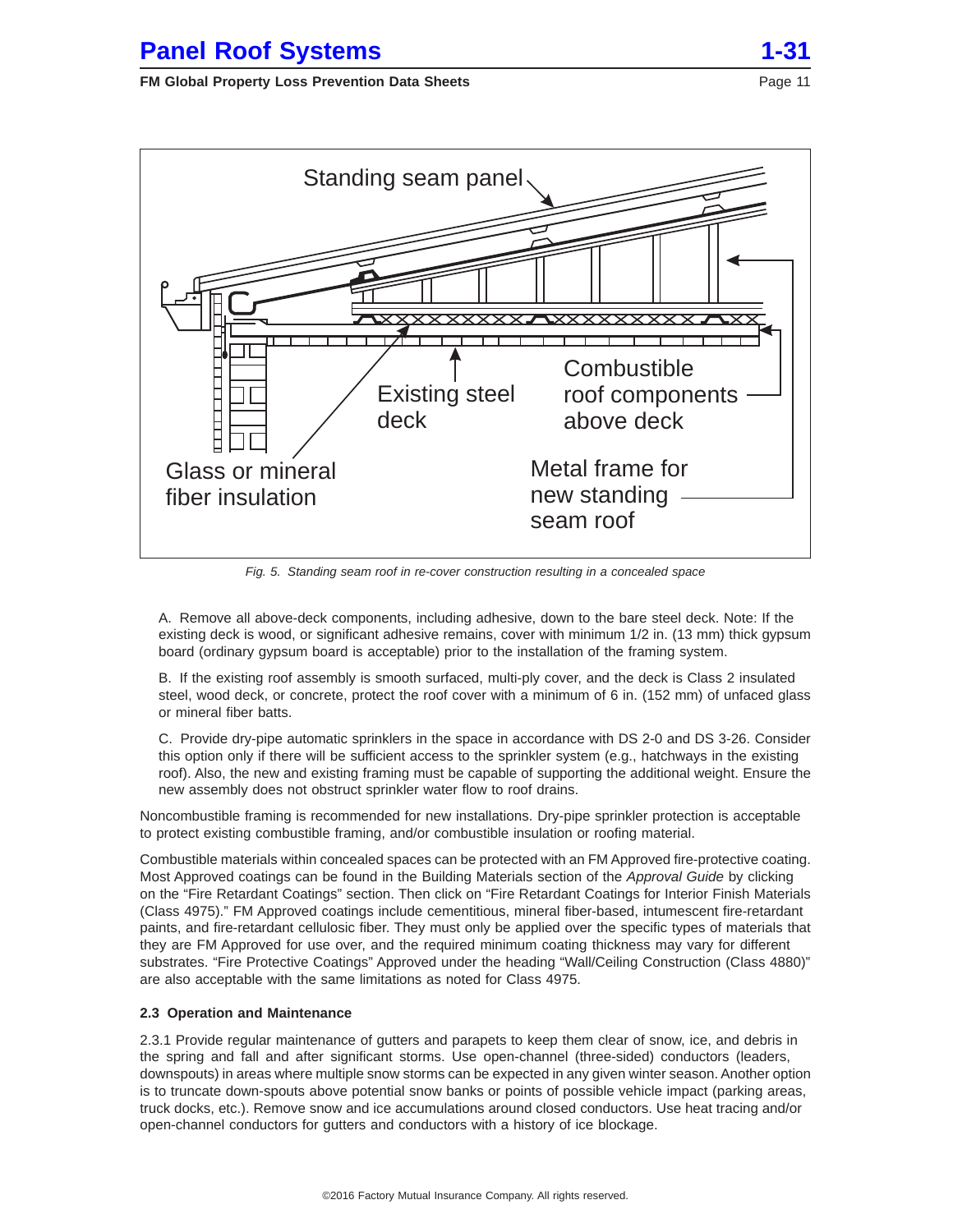*Fig. 5. Standing seam roof in re-cover construction resulting in a concealed space*

A. Remove all above-deck components, including adhesive, down to the bare steel deck. Note: If the existing deck is wood, or significant adhesive remains, cover with minimum 1/2 in. (13 mm) thick gypsum board (ordinary gypsum board is acceptable) prior to the installation of the framing system.

B. If the existing roof assembly is smooth surfaced, multi-ply cover, and the deck is Class 2 insulated steel, wood deck, or concrete, protect the roof cover with a minimum of 6 in. (152 mm) of unfaced glass or mineral fiber batts.

C. Provide dry-pipe automatic sprinklers in the space in accordance with DS 2-0 and DS 3-26. Consider this option only if there will be sufficient access to the sprinkler system (e.g., hatchways in the existing roof). Also, the new and existing framing must be capable of supporting the additional weight. Ensure the new assembly does not obstruct sprinkler water flow to roof drains.

Noncombustible framing is recommended for new installations. Dry-pipe sprinkler protection is acceptable to protect existing combustible framing, and/or combustible insulation or roofing material.

Combustible materials within concealed spaces can be protected with an FM Approved fire-protective coating. Most Approved coatings can be found in the Building Materials section of the *Approval Guide* by clicking on the "Fire Retardant Coatings" section. Then click on "Fire Retardant Coatings for Interior Finish Materials (Class 4975)." FM Approved coatings include cementitious, mineral fiber-based, intumescent fire-retardant paints, and fire-retardant cellulosic fiber. They must only be applied over the specific types of materials that they are FM Approved for use over, and the required minimum coating thickness may vary for different substrates. "Fire Protective Coatings" Approved under the heading "Wall/Ceiling Construction (Class 4880)" are also acceptable with the same limitations as noted for Class 4975.

### 2.3 Operation and Maintenance

2.3.1 Provide regular maintenance of gutters and parapets to keep them clear of snow, ice, and debris in the spring and fall and after significant storms. Use open-channel (three-sided) conductors (leaders, downspouts) in areas where multiple snow storms can be expected in any given winter season. Another option is to truncate down-spouts above potential snow banks or points of possible vehicle impact (parking areas, truck docks, etc.). Remove snow and ice accumulations around closed conductors. Use heat tracing and/or open-channel conductors for gutters and conductors with a history of ice blockage.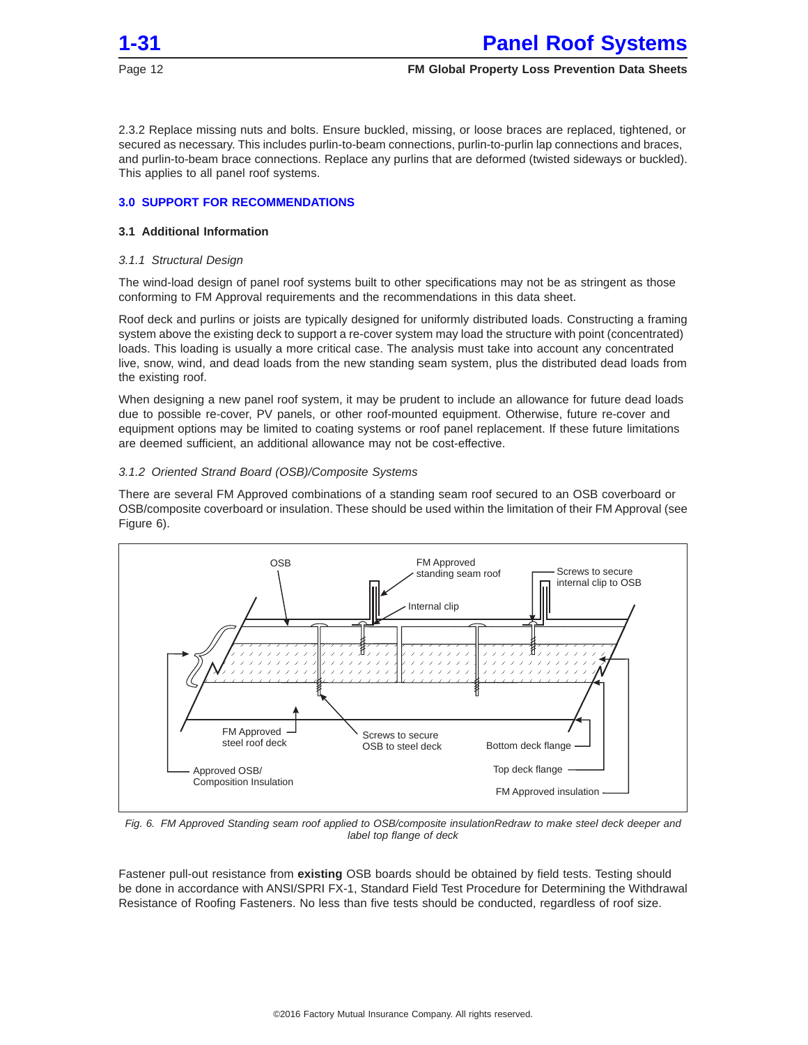2.3.2 Replace missing nuts and bolts. Ensure buckled, missing, or loose braces are replaced, tightened, or secured as necessary. This includes purlin-to-beam connections, purlin-to-purlin lap connections and braces, and purlin-to-beam brace connections. Replace any purlins that are deformed (twisted sideways or buckled). This applies to all panel roof systems.

## 3.0 SUPPORT FOR RECOMMENDATIONS

### 3.1 Additional Information

*3.1.1 Structural Design*

The wind-load design of panel roof systems built to other specifications may not be as stringent as those conforming to FM Approval requirements and the recommendations in this data sheet.

Roof deck and purlins or joists are typically designed for uniformly distributed loads. Constructing a framing system above the existing deck to support a re-cover system may load the structure with point (concentrated) loads. This loading is usually a more critical case. The analysis must take into account any concentrated live, snow, wind, and dead loads from the new standing seam system, plus the distributed dead loads from the existing roof.

When designing a new panel roof system, it may be prudent to include an allowance for future dead loads due to possible re-cover, PV panels, or other roof-mounted equipment. Otherwise, future re-cover and equipment options may be limited to coating systems or roof panel replacement. If these future limitations are deemed sufficient, an additional allowance may not be cost-effective.

*3.1.2 Oriented Strand Board (OSB)/Composite Systems*

There are several FM Approved combinations of a standing seam roof secured to an OSB coverboard or OSB/composite coverboard or insulation. These should be used within the limitation of their FM Approval (see Figure 6).

OSB — FM Approved standing seam roof — Screws to secure internal clip to OSB — Internal clip — FM Approved steel roof deck — Screws to secure OSB to steel deck — Bottom deck flange — Top deck flange — Approved OSB/ Composition Insulation — FM Approved insulation

*Fig. 6. FM Approved Standing seam roof applied to OSB/composite insulationRedraw to make steel deck deeper and label top flange of deck*

Fastener pull-out resistance from **existing** OSB boards should be obtained by field tests. Testing should be done in accordance with ANSI/SPRI FX-1, Standard Field Test Procedure for Determining the Withdrawal Resistance of Roofing Fasteners. No less than five tests should be conducted, regardless of roof size.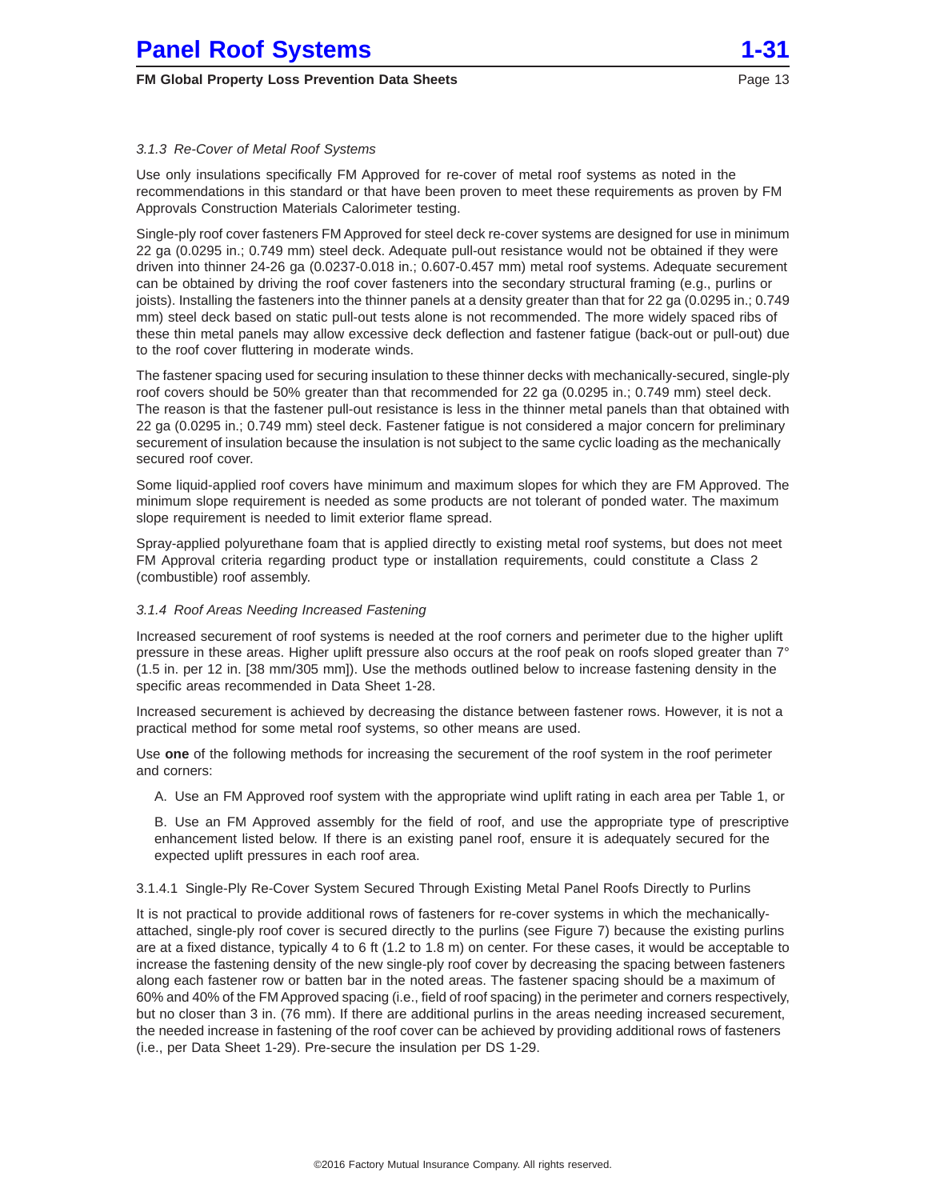#### *3.1.3 Re-Cover of Metal Roof Systems*

Use only insulations specifically FM Approved for re-cover of metal roof systems as noted in the recommendations in this standard or that have been proven to meet these requirements as proven by FM Approvals Construction Materials Calorimeter testing.

Single-ply roof cover fasteners FM Approved for steel deck re-cover systems are designed for use in minimum 22 ga (0.0295 in.; 0.749 mm) steel deck. Adequate pull-out resistance would not be obtained if they were driven into thinner 24-26 ga (0.0237-0.018 in.; 0.607-0.457 mm) metal roof systems. Adequate securement can be obtained by driving the roof cover fasteners into the secondary structural framing (e.g., purlins or joists). Installing the fasteners into the thinner panels at a density greater than that for 22 ga (0.0295 in.; 0.749 mm) steel deck based on static pull-out tests alone is not recommended. The more widely spaced ribs of these thin metal panels may allow excessive deck deflection and fastener fatigue (back-out or pull-out) due to the roof cover fluttering in moderate winds.

The fastener spacing used for securing insulation to these thinner decks with mechanically-secured, single-ply roof covers should be 50% greater than that recommended for 22 ga (0.0295 in.; 0.749 mm) steel deck. The reason is that the fastener pull-out resistance is less in the thinner metal panels than that obtained with 22 ga (0.0295 in.; 0.749 mm) steel deck. Fastener fatigue is not considered a major concern for preliminary securement of insulation because the insulation is not subject to the same cyclic loading as the mechanically secured roof cover.

Some liquid-applied roof covers have minimum and maximum slopes for which they are FM Approved. The minimum slope requirement is needed as some products are not tolerant of ponded water. The maximum slope requirement is needed to limit exterior flame spread.

Spray-applied polyurethane foam that is applied directly to existing metal roof systems, but does not meet FM Approval criteria regarding product type or installation requirements, could constitute a Class 2 (combustible) roof assembly.

#### *3.1.4 Roof Areas Needing Increased Fastening*

Increased securement of roof systems is needed at the roof corners and perimeter due to the higher uplift pressure in these areas. Higher uplift pressure also occurs at the roof peak on roofs sloped greater than 7° (1.5 in. per 12 in. [38 mm/305 mm]). Use the methods outlined below to increase fastening density in the specific areas recommended in Data Sheet 1-28.

Increased securement is achieved by decreasing the distance between fastener rows. However, it is not a practical method for some metal roof systems, so other means are used.

Use **one** of the following methods for increasing the securement of the roof system in the roof perimeter and corners:

A. Use an FM Approved roof system with the appropriate wind uplift rating in each area per Table 1, or

B. Use an FM Approved assembly for the field of roof, and use the appropriate type of prescriptive enhancement listed below. If there is an existing panel roof, ensure it is adequately secured for the expected uplift pressures in each roof area.

##### 3.1.4.1 Single-Ply Re-Cover System Secured Through Existing Metal Panel Roofs Directly to Purlins

It is not practical to provide additional rows of fasteners for re-cover systems in which the mechanically-attached, single-ply roof cover is secured directly to the purlins (see Figure 7) because the existing purlins are at a fixed distance, typically 4 to 6 ft (1.2 to 1.8 m) on center. For these cases, it would be acceptable to increase the fastening density of the new single-ply roof cover by decreasing the spacing between fasteners along each fastener row or batten bar in the noted areas. The fastener spacing should be a maximum of 60% and 40% of the FM Approved spacing (i.e., field of roof spacing) in the perimeter and corners respectively, but no closer than 3 in. (76 mm). If there are additional purlins in the areas needing increased securement, the needed increase in fastening of the roof cover can be achieved by providing additional rows of fasteners (i.e., per Data Sheet 1-29). Pre-secure the insulation per DS 1-29.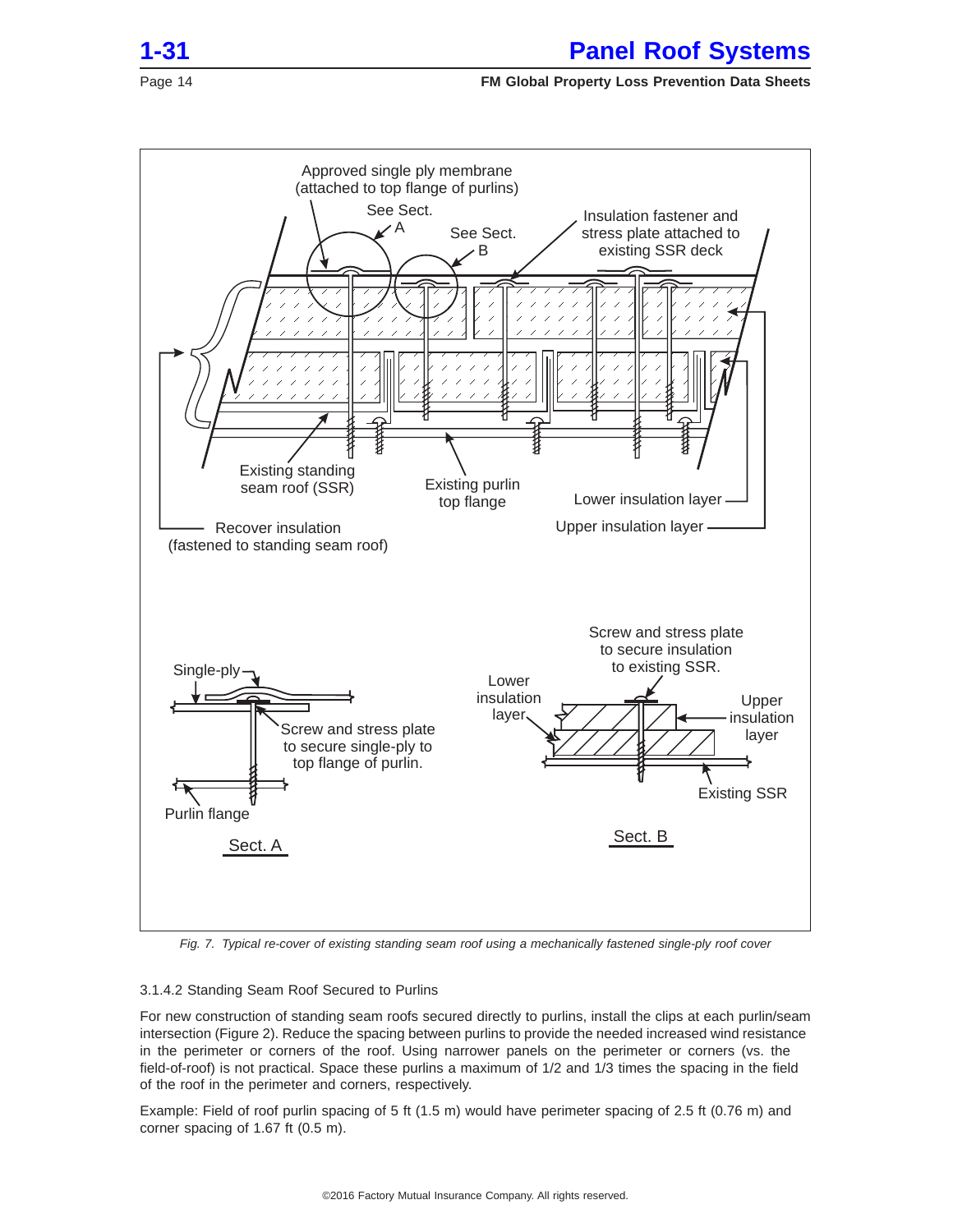Fig. 7. Typical re-cover of existing standing seam roof using a mechanically fastened single-ply roof cover

3.1.4.2 Standing Seam Roof Secured to Purlins

For new construction of standing seam roofs secured directly to purlins, install the clips at each purlin/seam intersection (Figure 2). Reduce the spacing between purlins to provide the needed increased wind resistance in the perimeter or corners of the roof. Using narrower panels on the perimeter or corners (vs. the field-of-roof) is not practical. Space these purlins a maximum of 1/2 and 1/3 times the spacing in the field of the roof in the perimeter and corners, respectively.

Example: Field of roof purlin spacing of 5 ft (1.5 m) would have perimeter spacing of 2.5 ft (0.76 m) and corner spacing of 1.67 ft (0.5 m).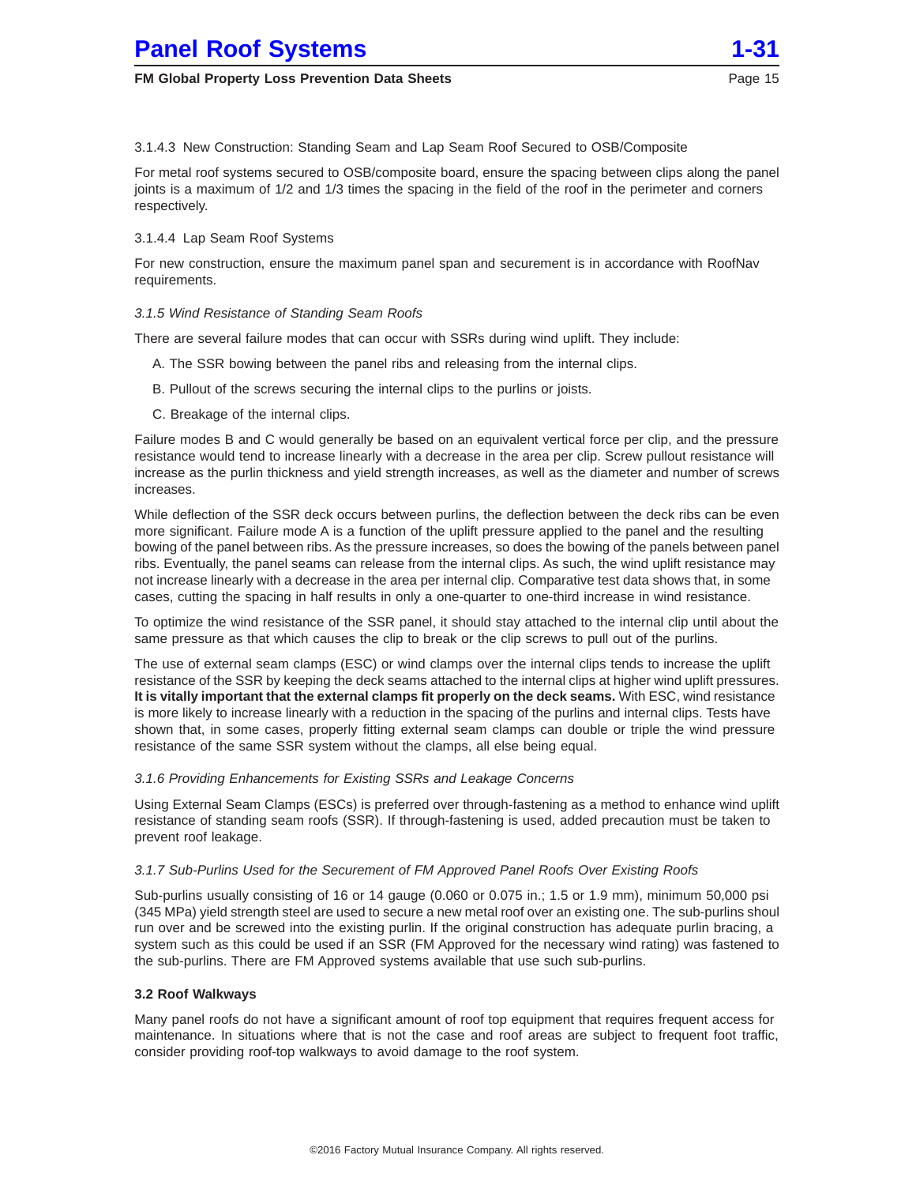3.1.4.3 New Construction: Standing Seam and Lap Seam Roof Secured to OSB/Composite

For metal roof systems secured to OSB/composite board, ensure the spacing between clips along the panel joints is a maximum of 1/2 and 1/3 times the spacing in the field of the roof in the perimeter and corners respectively.

3.1.4.4 Lap Seam Roof Systems

For new construction, ensure the maximum panel span and securement is in accordance with RoofNav requirements.

*3.1.5 Wind Resistance of Standing Seam Roofs*

There are several failure modes that can occur with SSRs during wind uplift. They include:

A. The SSR bowing between the panel ribs and releasing from the internal clips.

B. Pullout of the screws securing the internal clips to the purlins or joists.

C. Breakage of the internal clips.

Failure modes B and C would generally be based on an equivalent vertical force per clip, and the pressure resistance would tend to increase linearly with a decrease in the area per clip. Screw pullout resistance will increase as the purlin thickness and yield strength increases, as well as the diameter and number of screws increases.

While deflection of the SSR deck occurs between purlins, the deflection between the deck ribs can be even more significant. Failure mode A is a function of the uplift pressure applied to the panel and the resulting bowing of the panel between ribs. As the pressure increases, so does the bowing of the panels between panel ribs. Eventually, the panel seams can release from the internal clips. As such, the wind uplift resistance may not increase linearly with a decrease in the area per internal clip. Comparative test data shows that, in some cases, cutting the spacing in half results in only a one-quarter to one-third increase in wind resistance.

To optimize the wind resistance of the SSR panel, it should stay attached to the internal clip until about the same pressure as that which causes the clip to break or the clip screws to pull out of the purlins.

The use of external seam clamps (ESC) or wind clamps over the internal clips tends to increase the uplift resistance of the SSR by keeping the deck seams attached to the internal clips at higher wind uplift pressures. **It is vitally important that the external clamps fit properly on the deck seams.** With ESC, wind resistance is more likely to increase linearly with a reduction in the spacing of the purlins and internal clips. Tests have shown that, in some cases, properly fitting external seam clamps can double or triple the wind pressure resistance of the same SSR system without the clamps, all else being equal.

*3.1.6 Providing Enhancements for Existing SSRs and Leakage Concerns*

Using External Seam Clamps (ESCs) is preferred over through-fastening as a method to enhance wind uplift resistance of standing seam roofs (SSR). If through-fastening is used, added precaution must be taken to prevent roof leakage.

*3.1.7 Sub-Purlins Used for the Securement of FM Approved Panel Roofs Over Existing Roofs*

Sub-purlins usually consisting of 16 or 14 gauge (0.060 or 0.075 in.; 1.5 or 1.9 mm), minimum 50,000 psi (345 MPa) yield strength steel are used to secure a new metal roof over an existing one. The sub-purlins shoul run over and be screwed into the existing purlin. If the original construction has adequate purlin bracing, a system such as this could be used if an SSR (FM Approved for the necessary wind rating) was fastened to the sub-purlins. There are FM Approved systems available that use such sub-purlins.

**3.2 Roof Walkways**

Many panel roofs do not have a significant amount of roof top equipment that requires frequent access for maintenance. In situations where that is not the case and roof areas are subject to frequent foot traffic, consider providing roof-top walkways to avoid damage to the roof system.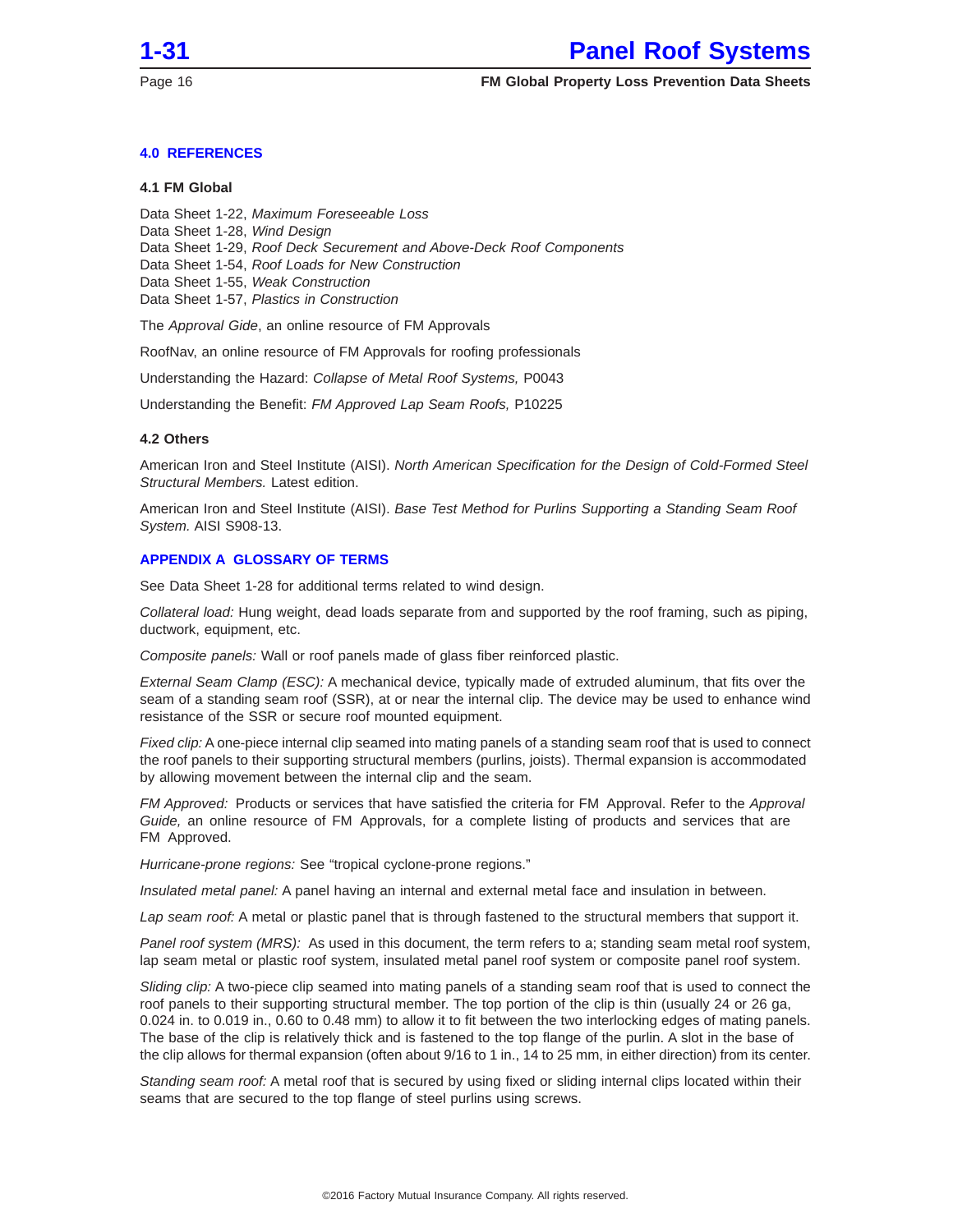## 4.0 REFERENCES

### 4.1 FM Global

Data Sheet 1-22, *Maximum Foreseeable Loss*
Data Sheet 1-28, *Wind Design*
Data Sheet 1-29, *Roof Deck Securement and Above-Deck Roof Components*
Data Sheet 1-54, *Roof Loads for New Construction*
Data Sheet 1-55, *Weak Construction*
Data Sheet 1-57, *Plastics in Construction*

The *Approval Gide*, an online resource of FM Approvals

RoofNav, an online resource of FM Approvals for roofing professionals

Understanding the Hazard: *Collapse of Metal Roof Systems,* P0043

Understanding the Benefit: *FM Approved Lap Seam Roofs,* P10225

### 4.2 Others

American Iron and Steel Institute (AISI). *North American Specification for the Design of Cold-Formed Steel Structural Members.* Latest edition.

American Iron and Steel Institute (AISI). *Base Test Method for Purlins Supporting a Standing Seam Roof System.* AISI S908-13.

## APPENDIX A GLOSSARY OF TERMS

See Data Sheet 1-28 for additional terms related to wind design.

*Collateral load:* Hung weight, dead loads separate from and supported by the roof framing, such as piping, ductwork, equipment, etc.

*Composite panels:* Wall or roof panels made of glass fiber reinforced plastic.

*External Seam Clamp (ESC):* A mechanical device, typically made of extruded aluminum, that fits over the seam of a standing seam roof (SSR), at or near the internal clip. The device may be used to enhance wind resistance of the SSR or secure roof mounted equipment.

*Fixed clip:* A one-piece internal clip seamed into mating panels of a standing seam roof that is used to connect the roof panels to their supporting structural members (purlins, joists). Thermal expansion is accommodated by allowing movement between the internal clip and the seam.

*FM Approved:* Products or services that have satisfied the criteria for FM Approval. Refer to the *Approval Guide,* an online resource of FM Approvals, for a complete listing of products and services that are FM Approved.

*Hurricane-prone regions:* See "tropical cyclone-prone regions."

*Insulated metal panel:* A panel having an internal and external metal face and insulation in between.

*Lap seam roof:* A metal or plastic panel that is through fastened to the structural members that support it.

*Panel roof system (MRS):* As used in this document, the term refers to a; standing seam metal roof system, lap seam metal or plastic roof system, insulated metal panel roof system or composite panel roof system.

*Sliding clip:* A two-piece clip seamed into mating panels of a standing seam roof that is used to connect the roof panels to their supporting structural member. The top portion of the clip is thin (usually 24 or 26 ga, 0.024 in. to 0.019 in., 0.60 to 0.48 mm) to allow it to fit between the two interlocking edges of mating panels. The base of the clip is relatively thick and is fastened to the top flange of the purlin. A slot in the base of the clip allows for thermal expansion (often about 9/16 to 1 in., 14 to 25 mm, in either direction) from its center.

*Standing seam roof:* A metal roof that is secured by using fixed or sliding internal clips located within their seams that are secured to the top flange of steel purlins using screws.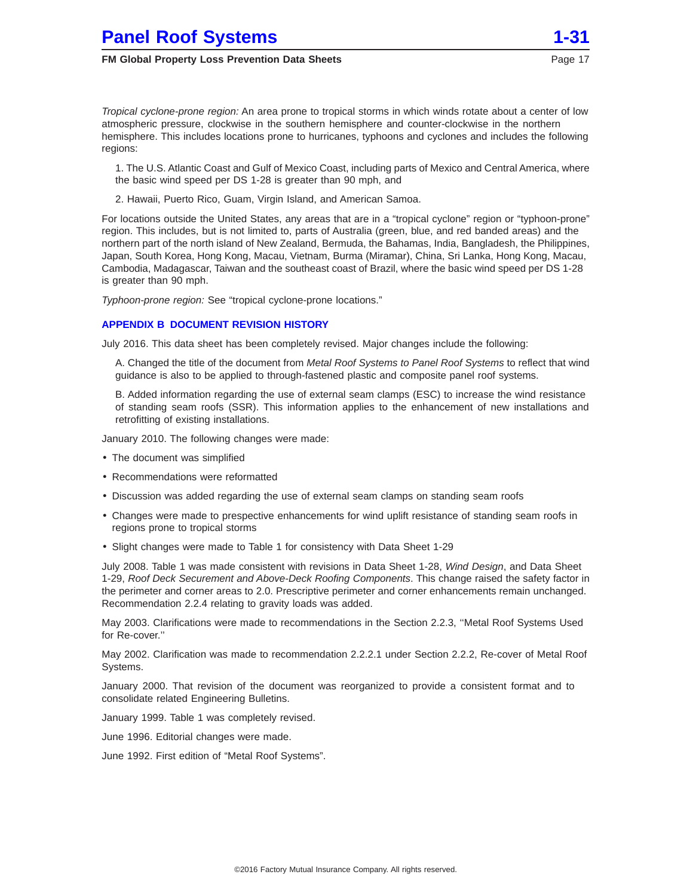*Tropical cyclone-prone region:* An area prone to tropical storms in which winds rotate about a center of low atmospheric pressure, clockwise in the southern hemisphere and counter-clockwise in the northern hemisphere. This includes locations prone to hurricanes, typhoons and cyclones and includes the following regions:

1. The U.S. Atlantic Coast and Gulf of Mexico Coast, including parts of Mexico and Central America, where the basic wind speed per DS 1-28 is greater than 90 mph, and

2. Hawaii, Puerto Rico, Guam, Virgin Island, and American Samoa.

For locations outside the United States, any areas that are in a "tropical cyclone" region or "typhoon-prone" region. This includes, but is not limited to, parts of Australia (green, blue, and red banded areas) and the northern part of the north island of New Zealand, Bermuda, the Bahamas, India, Bangladesh, the Philippines, Japan, South Korea, Hong Kong, Macau, Vietnam, Burma (Miramar), China, Sri Lanka, Hong Kong, Macau, Cambodia, Madagascar, Taiwan and the southeast coast of Brazil, where the basic wind speed per DS 1-28 is greater than 90 mph.

*Typhoon-prone region:* See "tropical cyclone-prone locations."

## APPENDIX B DOCUMENT REVISION HISTORY

July 2016. This data sheet has been completely revised. Major changes include the following:

A. Changed the title of the document from *Metal Roof Systems to Panel Roof Systems* to reflect that wind guidance is also to be applied to through-fastened plastic and composite panel roof systems.

B. Added information regarding the use of external seam clamps (ESC) to increase the wind resistance of standing seam roofs (SSR). This information applies to the enhancement of new installations and retrofitting of existing installations.

January 2010. The following changes were made:

- The document was simplified
- Recommendations were reformatted
- Discussion was added regarding the use of external seam clamps on standing seam roofs
- Changes were made to prespective enhancements for wind uplift resistance of standing seam roofs in regions prone to tropical storms
- Slight changes were made to Table 1 for consistency with Data Sheet 1-29

July 2008. Table 1 was made consistent with revisions in Data Sheet 1-28, *Wind Design*, and Data Sheet 1-29, *Roof Deck Securement and Above-Deck Roofing Components*. This change raised the safety factor in the perimeter and corner areas to 2.0. Prescriptive perimeter and corner enhancements remain unchanged. Recommendation 2.2.4 relating to gravity loads was added.

May 2003. Clarifications were made to recommendations in the Section 2.2.3, ''Metal Roof Systems Used for Re-cover.''

May 2002. Clarification was made to recommendation 2.2.2.1 under Section 2.2.2, Re-cover of Metal Roof Systems.

January 2000. That revision of the document was reorganized to provide a consistent format and to consolidate related Engineering Bulletins.

January 1999. Table 1 was completely revised.

June 1996. Editorial changes were made.

June 1992. First edition of "Metal Roof Systems".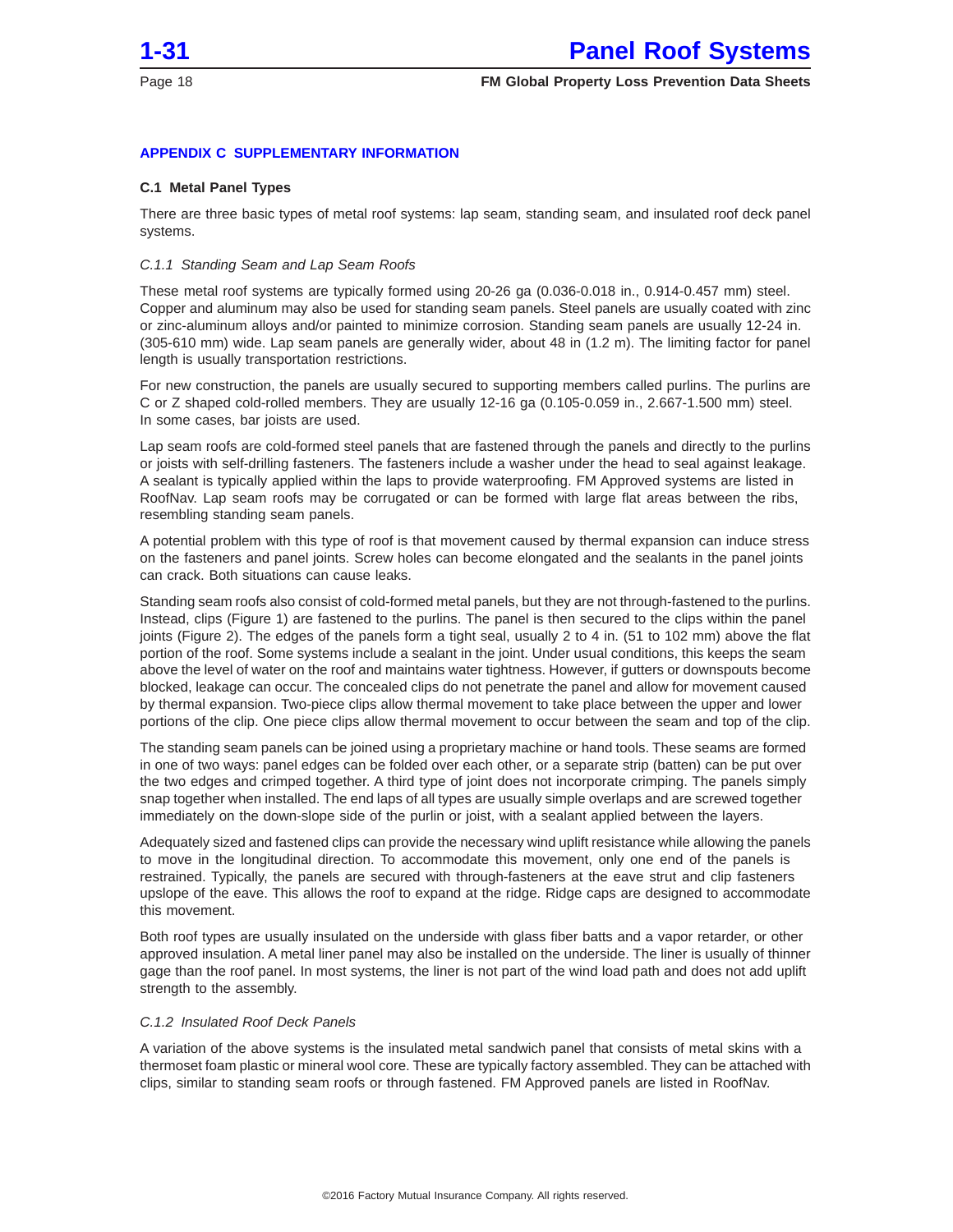## APPENDIX C SUPPLEMENTARY INFORMATION

### C.1 Metal Panel Types

There are three basic types of metal roof systems: lap seam, standing seam, and insulated roof deck panel systems.

#### *C.1.1 Standing Seam and Lap Seam Roofs*

These metal roof systems are typically formed using 20-26 ga (0.036-0.018 in., 0.914-0.457 mm) steel. Copper and aluminum may also be used for standing seam panels. Steel panels are usually coated with zinc or zinc-aluminum alloys and/or painted to minimize corrosion. Standing seam panels are usually 12-24 in. (305-610 mm) wide. Lap seam panels are generally wider, about 48 in (1.2 m). The limiting factor for panel length is usually transportation restrictions.

For new construction, the panels are usually secured to supporting members called purlins. The purlins are C or Z shaped cold-rolled members. They are usually 12-16 ga (0.105-0.059 in., 2.667-1.500 mm) steel. In some cases, bar joists are used.

Lap seam roofs are cold-formed steel panels that are fastened through the panels and directly to the purlins or joists with self-drilling fasteners. The fasteners include a washer under the head to seal against leakage. A sealant is typically applied within the laps to provide waterproofing. FM Approved systems are listed in RoofNav. Lap seam roofs may be corrugated or can be formed with large flat areas between the ribs, resembling standing seam panels.

A potential problem with this type of roof is that movement caused by thermal expansion can induce stress on the fasteners and panel joints. Screw holes can become elongated and the sealants in the panel joints can crack. Both situations can cause leaks.

Standing seam roofs also consist of cold-formed metal panels, but they are not through-fastened to the purlins. Instead, clips (Figure 1) are fastened to the purlins. The panel is then secured to the clips within the panel joints (Figure 2). The edges of the panels form a tight seal, usually 2 to 4 in. (51 to 102 mm) above the flat portion of the roof. Some systems include a sealant in the joint. Under usual conditions, this keeps the seam above the level of water on the roof and maintains water tightness. However, if gutters or downspouts become blocked, leakage can occur. The concealed clips do not penetrate the panel and allow for movement caused by thermal expansion. Two-piece clips allow thermal movement to take place between the upper and lower portions of the clip. One piece clips allow thermal movement to occur between the seam and top of the clip.

The standing seam panels can be joined using a proprietary machine or hand tools. These seams are formed in one of two ways: panel edges can be folded over each other, or a separate strip (batten) can be put over the two edges and crimped together. A third type of joint does not incorporate crimping. The panels simply snap together when installed. The end laps of all types are usually simple overlaps and are screwed together immediately on the down-slope side of the purlin or joist, with a sealant applied between the layers.

Adequately sized and fastened clips can provide the necessary wind uplift resistance while allowing the panels to move in the longitudinal direction. To accommodate this movement, only one end of the panels is restrained. Typically, the panels are secured with through-fasteners at the eave strut and clip fasteners upslope of the eave. This allows the roof to expand at the ridge. Ridge caps are designed to accommodate this movement.

Both roof types are usually insulated on the underside with glass fiber batts and a vapor retarder, or other approved insulation. A metal liner panel may also be installed on the underside. The liner is usually of thinner gage than the roof panel. In most systems, the liner is not part of the wind load path and does not add uplift strength to the assembly.

#### *C.1.2 Insulated Roof Deck Panels*

A variation of the above systems is the insulated metal sandwich panel that consists of metal skins with a thermoset foam plastic or mineral wool core. These are typically factory assembled. They can be attached with clips, similar to standing seam roofs or through fastened. FM Approved panels are listed in RoofNav.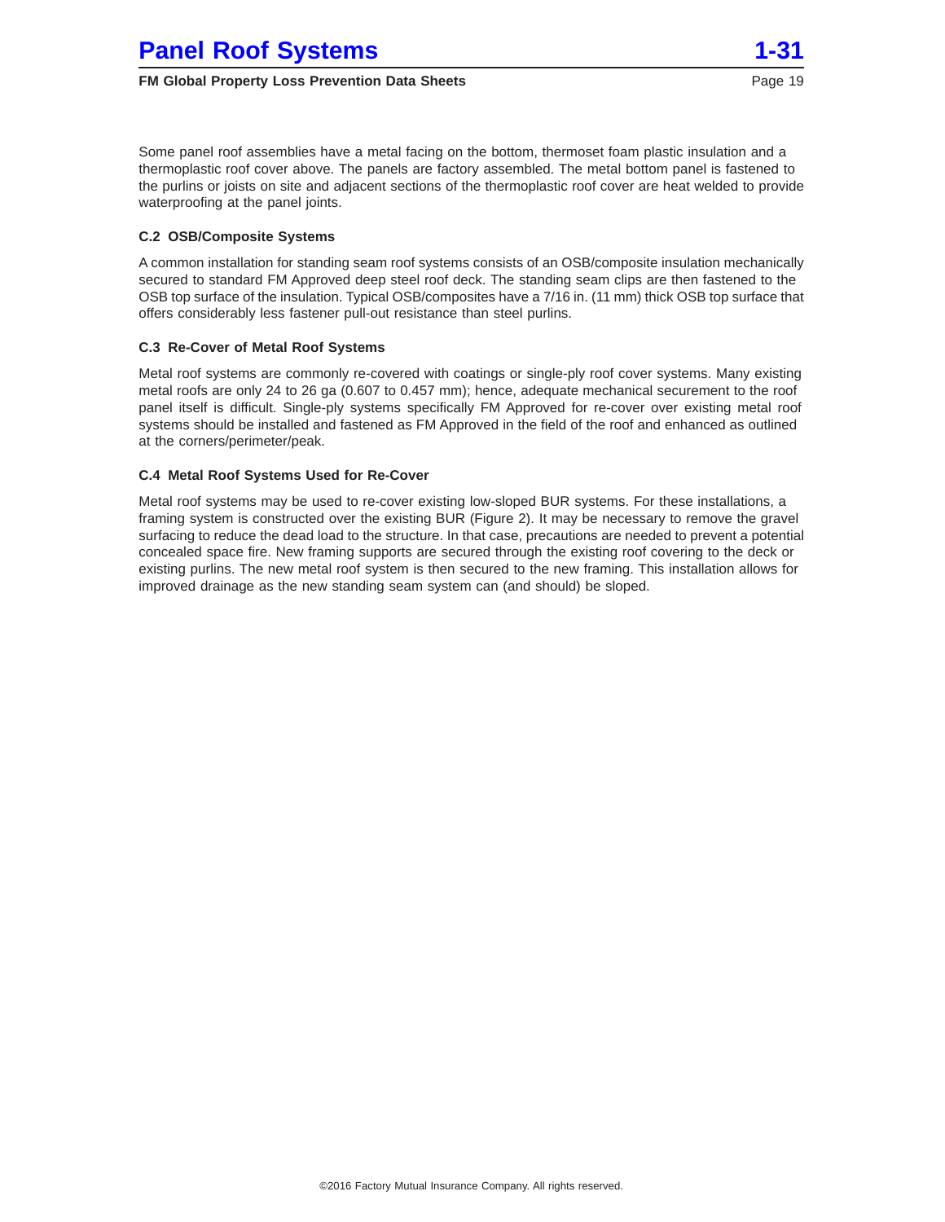Some panel roof assemblies have a metal facing on the bottom, thermoset foam plastic insulation and a thermoplastic roof cover above. The panels are factory assembled. The metal bottom panel is fastened to the purlins or joists on site and adjacent sections of the thermoplastic roof cover are heat welded to provide waterproofing at the panel joints.

### C.2 OSB/Composite Systems

A common installation for standing seam roof systems consists of an OSB/composite insulation mechanically secured to standard FM Approved deep steel roof deck. The standing seam clips are then fastened to the OSB top surface of the insulation. Typical OSB/composites have a 7/16 in. (11 mm) thick OSB top surface that offers considerably less fastener pull-out resistance than steel purlins.

### C.3 Re-Cover of Metal Roof Systems

Metal roof systems are commonly re-covered with coatings or single-ply roof cover systems. Many existing metal roofs are only 24 to 26 ga (0.607 to 0.457 mm); hence, adequate mechanical securement to the roof panel itself is difficult. Single-ply systems specifically FM Approved for re-cover over existing metal roof systems should be installed and fastened as FM Approved in the field of the roof and enhanced as outlined at the corners/perimeter/peak.

### C.4 Metal Roof Systems Used for Re-Cover

Metal roof systems may be used to re-cover existing low-sloped BUR systems. For these installations, a framing system is constructed over the existing BUR (Figure 2). It may be necessary to remove the gravel surfacing to reduce the dead load to the structure. In that case, precautions are needed to prevent a potential concealed space fire. New framing supports are secured through the existing roof covering to the deck or existing purlins. The new metal roof system is then secured to the new framing. This installation allows for improved drainage as the new standing seam system can (and should) be sloped.